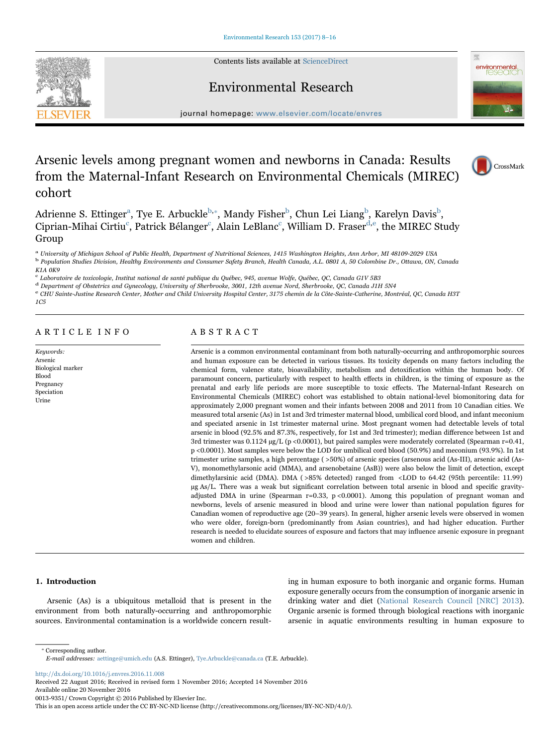# Arsenic levels among pregnant women and newborns in Canada: Results from the Maternal-Infant Research on Environmental Chemicals (MIREC) cohort

Adrienne S. Ettinger[a], Tye E. Arbuckle[b,*], Mandy Fisher[b], Chun Lei Liang[b], Karelyn Davis[b], Ciprian-Mihai Cirtiu[c], Patrick Bélanger[c], Alain LeBlanc[c], William D. Fraser[d,e], the MIREC Study Group

[a] University of Michigan School of Public Health, Department of Nutritional Sciences, 1415 Washington Heights, Ann Arbor, MI 48109-2029 USA
[b] Population Studies Division, Healthy Environments and Consumer Safety Branch, Health Canada, A.L. 0801 A, 50 Colombine Dr., Ottawa, ON, Canada K1A 0K9
[c] Laboratoire de toxicologie, Institut national de santé publique du Québec, 945, avenue Wolfe, Québec, QC, Canada G1V 5B3
[d] Department of Obstetrics and Gynecology, University of Sherbrooke, 3001, 12th avenue Nord, Sherbrooke, QC, Canada J1H 5N4
[e] CHU Sainte-Justine Research Center, Mother and Child University Hospital Center, 3175 chemin de la Côte-Sainte-Catherine, Montréal, QC, Canada H3T 1C5

## ARTICLE INFO

*Keywords:*
Arsenic
Biological marker
Blood
Pregnancy
Speciation
Urine

## ABSTRACT

Arsenic is a common environmental contaminant from both naturally-occurring and anthropomorphic sources and human exposure can be detected in various tissues. Its toxicity depends on many factors including the chemical form, valence state, bioavailability, metabolism and detoxification within the human body. Of paramount concern, particularly with respect to health effects in children, is the timing of exposure as the prenatal and early life periods are more susceptible to toxic effects. The Maternal-Infant Research on Environmental Chemicals (MIREC) cohort was established to obtain national-level biomonitoring data for approximately 2,000 pregnant women and their infants between 2008 and 2011 from 10 Canadian cities. We measured total arsenic (As) in 1st and 3rd trimester maternal blood, umbilical cord blood, and infant meconium and speciated arsenic in 1st trimester maternal urine. Most pregnant women had detectable levels of total arsenic in blood (92.5% and 87.3%, respectively, for 1st and 3rd trimester); median difference between 1st and 3rd trimester was 0.1124 µg/L ($p < 0.0001$), but paired samples were moderately correlated (Spearman r=0.41, $p < 0.0001$). Most samples were below the LOD for umbilical cord blood (50.9%) and meconium (93.9%). In 1st trimester urine samples, a high percentage ( >50%) of arsenic species (arsenous acid (As-III), arsenic acid (As-V), monomethylarsonic acid (MMA), and arsenobetaine (AsB)) were also below the limit of detection, except dimethylarsinic acid (DMA). DMA ( >85% detected) ranged from <LOD to 64.42 (95th percentile: 11.99) µg As/L. There was a weak but significant correlation between total arsenic in blood and specific gravity-adjusted DMA in urine (Spearman r=0.33, $p < 0.0001$). Among this population of pregnant woman and newborns, levels of arsenic measured in blood and urine were lower than national population figures for Canadian women of reproductive age (20–39 years). In general, higher arsenic levels were observed in women who were older, foreign-born (predominantly from Asian countries), and had higher education. Further research is needed to elucidate sources of exposure and factors that may influence arsenic exposure in pregnant women and children.

## 1. Introduction

Arsenic (As) is a ubiquitous metalloid that is present in the environment from both naturally-occurring and anthropomorphic sources. Environmental contamination is a worldwide concern resulting in human exposure to both inorganic and organic forms. Human exposure generally occurs from the consumption of inorganic arsenic in drinking water and diet (National Research Council [NRC] 2013). Organic arsenic is formed through biological reactions with inorganic arsenic in aquatic environments resulting in human exposure to

* Corresponding author.
*E-mail addresses:* aettinge@umich.edu (A.S. Ettinger), Tye.Arbuckle@canada.ca (T.E. Arbuckle).

http://dx.doi.org/10.1016/j.envres.2016.11.008
Received 22 August 2016; Received in revised form 1 November 2016; Accepted 14 November 2016
Available online 20 November 2016
0013-9351/ Crown Copyright © 2016 Published by Elsevier Inc.
This is an open access article under the CC BY-NC-ND license (http://creativecommons.org/licenses/BY-NC-ND/4.0/).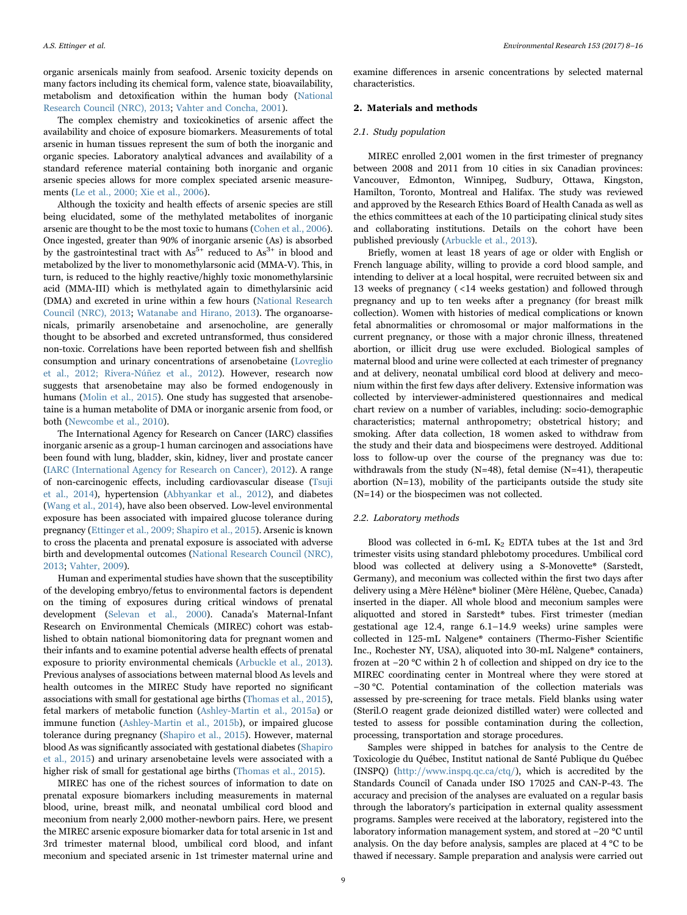organic arsenicals mainly from seafood. Arsenic toxicity depends on many factors including its chemical form, valence state, bioavailability, metabolism and detoxification within the human body (National Research Council (NRC), 2013; Vahter and Concha, 2001).

The complex chemistry and toxicokinetics of arsenic affect the availability and choice of exposure biomarkers. Measurements of total arsenic in human tissues represent the sum of both the inorganic and organic species. Laboratory analytical advances and availability of a standard reference material containing both inorganic and organic arsenic species allows for more complex speciated arsenic measurements (Le et al., 2000; Xie et al., 2006).

Although the toxicity and health effects of arsenic species are still being elucidated, some of the methylated metabolites of inorganic arsenic are thought to be the most toxic to humans (Cohen et al., 2006). Once ingested, greater than 90% of inorganic arsenic (As) is absorbed by the gastrointestinal tract with $As^{5+}$ reduced to $As^{3+}$ in blood and metabolized by the liver to monomethylarsonic acid (MMA-V). This, in turn, is reduced to the highly reactive/highly toxic monomethylarsinic acid (MMA-III) which is methylated again to dimethylarsinic acid (DMA) and excreted in urine within a few hours (National Research Council (NRC), 2013; Watanabe and Hirano, 2013). The organoarsenicals, primarily arsenobetaine and arsenocholine, are generally thought to be absorbed and excreted untransformed, thus considered non-toxic. Correlations have been reported between fish and shellfish consumption and urinary concentrations of arsenobetaine (Lovreglio et al., 2012; Rivera-Núñez et al., 2012). However, research now suggests that arsenobetaine may also be formed endogenously in humans (Molin et al., 2015). One study has suggested that arsenobetaine is a human metabolite of DMA or inorganic arsenic from food, or both (Newcombe et al., 2010).

The International Agency for Research on Cancer (IARC) classifies inorganic arsenic as a group-1 human carcinogen and associations have been found with lung, bladder, skin, kidney, liver and prostate cancer (IARC (International Agency for Research on Cancer), 2012). A range of non-carcinogenic effects, including cardiovascular disease (Tsuji et al., 2014), hypertension (Abhyankar et al., 2012), and diabetes (Wang et al., 2014), have also been observed. Low-level environmental exposure has been associated with impaired glucose tolerance during pregnancy (Ettinger et al., 2009; Shapiro et al., 2015). Arsenic is known to cross the placenta and prenatal exposure is associated with adverse birth and developmental outcomes (National Research Council (NRC), 2013; Vahter, 2009).

Human and experimental studies have shown that the susceptibility of the developing embryo/fetus to environmental factors is dependent on the timing of exposures during critical windows of prenatal development (Selevan et al., 2000). Canada's Maternal-Infant Research on Environmental Chemicals (MIREC) cohort was established to obtain national biomonitoring data for pregnant women and their infants and to examine potential adverse health effects of prenatal exposure to priority environmental chemicals (Arbuckle et al., 2013). Previous analyses of associations between maternal blood As levels and health outcomes in the MIREC Study have reported no significant associations with small for gestational age births (Thomas et al., 2015), fetal markers of metabolic function (Ashley-Martin et al., 2015a) or immune function (Ashley-Martin et al., 2015b), or impaired glucose tolerance during pregnancy (Shapiro et al., 2015). However, maternal blood As was significantly associated with gestational diabetes (Shapiro et al., 2015) and urinary arsenobetaine levels were associated with a higher risk of small for gestational age births (Thomas et al., 2015).

MIREC has one of the richest sources of information to date on prenatal exposure biomarkers including measurements in maternal blood, urine, breast milk, and neonatal umbilical cord blood and meconium from nearly 2,000 mother-newborn pairs. Here, we present the MIREC arsenic exposure biomarker data for total arsenic in 1st and 3rd trimester maternal blood, umbilical cord blood, and infant meconium and speciated arsenic in 1st trimester maternal urine and examine differences in arsenic concentrations by selected maternal characteristics.

## 2. Materials and methods

### 2.1. Study population

MIREC enrolled 2,001 women in the first trimester of pregnancy between 2008 and 2011 from 10 cities in six Canadian provinces: Vancouver, Edmonton, Winnipeg, Sudbury, Ottawa, Kingston, Hamilton, Toronto, Montreal and Halifax. The study was reviewed and approved by the Research Ethics Board of Health Canada as well as the ethics committees at each of the 10 participating clinical study sites and collaborating institutions. Details on the cohort have been published previously (Arbuckle et al., 2013).

Briefly, women at least 18 years of age or older with English or French language ability, willing to provide a cord blood sample, and intending to deliver at a local hospital, were recruited between six and 13 weeks of pregnancy ( <14 weeks gestation) and followed through pregnancy and up to ten weeks after a pregnancy (for breast milk collection). Women with histories of medical complications or known fetal abnormalities or chromosomal or major malformations in the current pregnancy, or those with a major chronic illness, threatened abortion, or illicit drug use were excluded. Biological samples of maternal blood and urine were collected at each trimester of pregnancy and at delivery, neonatal umbilical cord blood at delivery and meconium within the first few days after delivery. Extensive information was collected by interviewer-administered questionnaires and medical chart review on a number of variables, including: socio-demographic characteristics; maternal anthropometry; obstetrical history; and smoking. After data collection, 18 women asked to withdraw from the study and their data and biospecimens were destroyed. Additional loss to follow-up over the course of the pregnancy was due to: withdrawals from the study (N=48), fetal demise (N=41), therapeutic abortion (N=13), mobility of the participants outside the study site (N=14) or the biospecimen was not collected.

### 2.2. Laboratory methods

Blood was collected in 6-mL $K_2$ EDTA tubes at the 1st and 3rd trimester visits using standard phlebotomy procedures. Umbilical cord blood was collected at delivery using a S-Monovette® (Sarstedt, Germany), and meconium was collected within the first two days after delivery using a Mère Hélène® bioliner (Mère Hélène, Quebec, Canada) inserted in the diaper. All whole blood and meconium samples were aliquotted and stored in Sarstedt® tubes. First trimester (median gestational age 12.4, range 6.1–14.9 weeks) urine samples were collected in 125-mL Nalgene® containers (Thermo-Fisher Scientific Inc., Rochester NY, USA), aliquoted into 30-mL Nalgene® containers, frozen at −20 °C within 2 h of collection and shipped on dry ice to the MIREC coordinating center in Montreal where they were stored at −30 °C. Potential contamination of the collection materials was assessed by pre-screening for trace metals. Field blanks using water (Steril.O reagent grade deionized distilled water) were collected and tested to assess for possible contamination during the collection, processing, transportation and storage procedures.

Samples were shipped in batches for analysis to the Centre de Toxicologie du Québec, Institut national de Santé Publique du Québec (INSPQ) (http://www.inspq.qc.ca/ctq/), which is accredited by the Standards Council of Canada under ISO 17025 and CAN-P-43. The accuracy and precision of the analyses are evaluated on a regular basis through the laboratory's participation in external quality assessment programs. Samples were received at the laboratory, registered into the laboratory information management system, and stored at −20 °C until analysis. On the day before analysis, samples are placed at 4 °C to be thawed if necessary. Sample preparation and analysis were carried out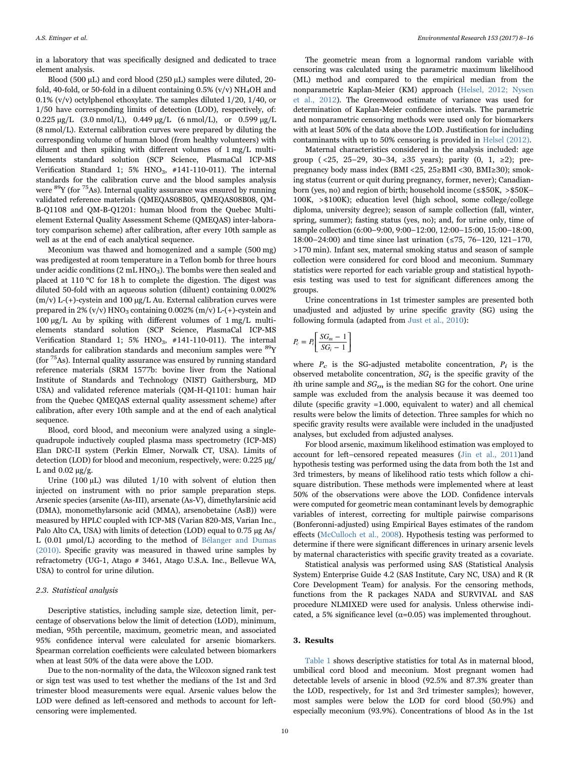in a laboratory that was specifically designed and dedicated to trace element analysis.

Blood (500 µL) and cord blood (250 µL) samples were diluted, 20-fold, 40-fold, or 50-fold in a diluent containing 0.5% (v/v) $NH_4OH$ and 0.1% (v/v) octylphenol ethoxylate. The samples diluted 1/20, 1/40, or 1/50 have corresponding limits of detection (LOD), respectively, of: 0.225 µg/L (3.0 nmol/L), 0.449 µg/L (6 nmol/L), or 0.599 µg/L (8 nmol/L). External calibration curves were prepared by diluting the corresponding volume of human blood (from healthy volunteers) with diluent and then spiking with different volumes of 1 mg/L multi-elements standard solution (SCP Science, PlasmaCal ICP-MS Verification Standard 1; 5% $HNO_3$, #141-110-011). The internal standards for the calibration curve and the blood samples analysis were $^{89}$Y (for $^{75}$As). Internal quality assurance was ensured by running validated reference materials (QMEQAS08B05, QMEQAS08B08, QM-B-Q1108 and QM-B-Q1201: human blood from the Quebec Multi-element External Quality Assessment Scheme (QMEQAS) inter-laboratory comparison scheme) after calibration, after every 10th sample as well as at the end of each analytical sequence.

Meconium was thawed and homogenized and a sample (500 mg) was predigested at room temperature in a Teflon bomb for three hours under acidic conditions (2 mL $HNO_3$). The bombs were then sealed and placed at 110 °C for 18 h to complete the digestion. The digest was diluted 50-fold with an aqueous solution (diluent) containing 0.002% (m/v) L-(+)-cystein and 100 µg/L Au. External calibration curves were prepared in 2% (v/v) $HNO_3$ containing 0.002% (m/v) L-(+)-cystein and 100 µg/L Au by spiking with different volumes of 1 mg/L multi-elements standard solution (SCP Science, PlasmaCal ICP-MS Verification Standard 1; 5% $HNO_3$, #141-110-011). The internal standards for calibration standards and meconium samples were $^{89}$Y (for $^{75}$As). Internal quality assurance was ensured by running standard reference materials (SRM 1577b: bovine liver from the National Institute of Standards and Technology (NIST) Gaithersburg, MD USA) and validated reference materials (QM-H-Q1101: human hair from the Quebec QMEQAS external quality assessment scheme) after calibration, after every 10th sample and at the end of each analytical sequence.

Blood, cord blood, and meconium were analyzed using a single-quadrupole inductively coupled plasma mass spectrometry (ICP-MS) Elan DRC-II system (Perkin Elmer, Norwalk CT, USA). Limits of detection (LOD) for blood and meconium, respectively, were: 0.225 µg/L and 0.02 µg/g.

Urine (100 µL) was diluted 1/10 with solvent of elution then injected on instrument with no prior sample preparation steps. Arsenic species (arsenite (As-III), arsenate (As-V), dimethylarsinic acid (DMA), monomethylarsonic acid (MMA), arsenobetaine (AsB)) were measured by HPLC coupled with ICP-MS (Varian 820-MS, Varian Inc., Palo Alto CA, USA) with limits of detection (LOD) equal to 0.75 µg As/L (0.01 µmol/L) according to the method of Bélanger and Dumas (2010). Specific gravity was measured in thawed urine samples by refractometry (UG-1, Atago # 3461, Atago U.S.A. Inc., Bellevue WA, USA) to control for urine dilution.

### 2.3. Statistical analysis

Descriptive statistics, including sample size, detection limit, percentage of observations below the limit of detection (LOD), minimum, median, 95th percentile, maximum, geometric mean, and associated 95% confidence interval were calculated for arsenic biomarkers. Spearman correlation coefficients were calculated between biomarkers when at least 50% of the data were above the LOD.

Due to the non-normality of the data, the Wilcoxon signed rank test or sign test was used to test whether the medians of the 1st and 3rd trimester blood measurements were equal. Arsenic values below the LOD were defined as left-censored and methods to account for left-censoring were implemented.

The geometric mean from a lognormal random variable with censoring was calculated using the parametric maximum likelihood (ML) method and compared to the empirical median from the nonparametric Kaplan-Meier (KM) approach (Helsel, 2012; Nysen et al., 2012). The Greenwood estimate of variance was used for determination of Kaplan-Meier confidence intervals. The parametric and nonparametric censoring methods were used only for biomarkers with at least 50% of the data above the LOD. Justification for including contaminants with up to 50% censoring is provided in Helsel (2012).

Maternal characteristics considered in the analysis included: age group (<25, 25–29, 30–34, ≥35 years); parity (0, 1, ≥2); pre-pregnancy body mass index (BMI <25, 25≥BMI <30, BMI≥30); smoking status (current or quit during pregnancy, former, never); Canadian-born (yes, no) and region of birth; household income (≤$50K, >$50K–100K, >$100K); education level (high school, some college/college diploma, university degree); season of sample collection (fall, winter, spring, summer); fasting status (yes, no); and, for urine only, time of sample collection (6:00–9:00, 9:00–12:00, 12:00–15:00, 15:00–18:00, 18:00–24:00) and time since last urination (≤75, 76–120, 121–170, >170 min). Infant sex, maternal smoking status and season of sample collection were considered for cord blood and meconium. Summary statistics were reported for each variable group and statistical hypothesis testing was used to test for significant differences among the groups.

Urine concentrations in 1st trimester samples are presented both unadjusted and adjusted by urine specific gravity (SG) using the following formula (adapted from Just et al., 2010):

$$P_c = P_i\left[\frac{SG_m - 1}{SG_i - 1}\right]$$

where $P_c$ is the SG-adjusted metabolite concentration, $P_i$ is the observed metabolite concentration, $SG_i$ is the specific gravity of the $i$th urine sample and $SG_m$ is the median SG for the cohort. One urine sample was excluded from the analysis because it was deemed too dilute (specific gravity =1.000, equivalent to water) and all chemical results were below the limits of detection. Three samples for which no specific gravity results were available were included in the unadjusted analyses, but excluded from adjusted analyses.

For blood arsenic, maximum likelihood estimation was employed to account for left–censored repeated measures (Jin et al., 2011)and hypothesis testing was performed using the data from both the 1st and 3rd trimesters, by means of likelihood ratio tests which follow a chi-square distribution. These methods were implemented where at least 50% of the observations were above the LOD. Confidence intervals were computed for geometric mean contaminant levels by demographic variables of interest, correcting for multiple pairwise comparisons (Bonferonni-adjusted) using Empirical Bayes estimates of the random effects (McCulloch et al., 2008). Hypothesis testing was performed to determine if there were significant differences in urinary arsenic levels by maternal characteristics with specific gravity treated as a covariate.

Statistical analysis was performed using SAS (Statistical Analysis System) Enterprise Guide 4.2 (SAS Institute, Cary NC, USA) and R (R Core Development Team) for analysis. For the censoring methods, functions from the R packages NADA and SURVIVAL and SAS procedure NLMIXED were used for analysis. Unless otherwise indicated, a 5% significance level (α=0.05) was implemented throughout.

## 3. Results

Table 1 shows descriptive statistics for total As in maternal blood, umbilical cord blood and meconium. Most pregnant women had detectable levels of arsenic in blood (92.5% and 87.3% greater than the LOD, respectively, for 1st and 3rd trimester samples); however, most samples were below the LOD for cord blood (50.9%) and especially meconium (93.9%). Concentrations of blood As in the 1st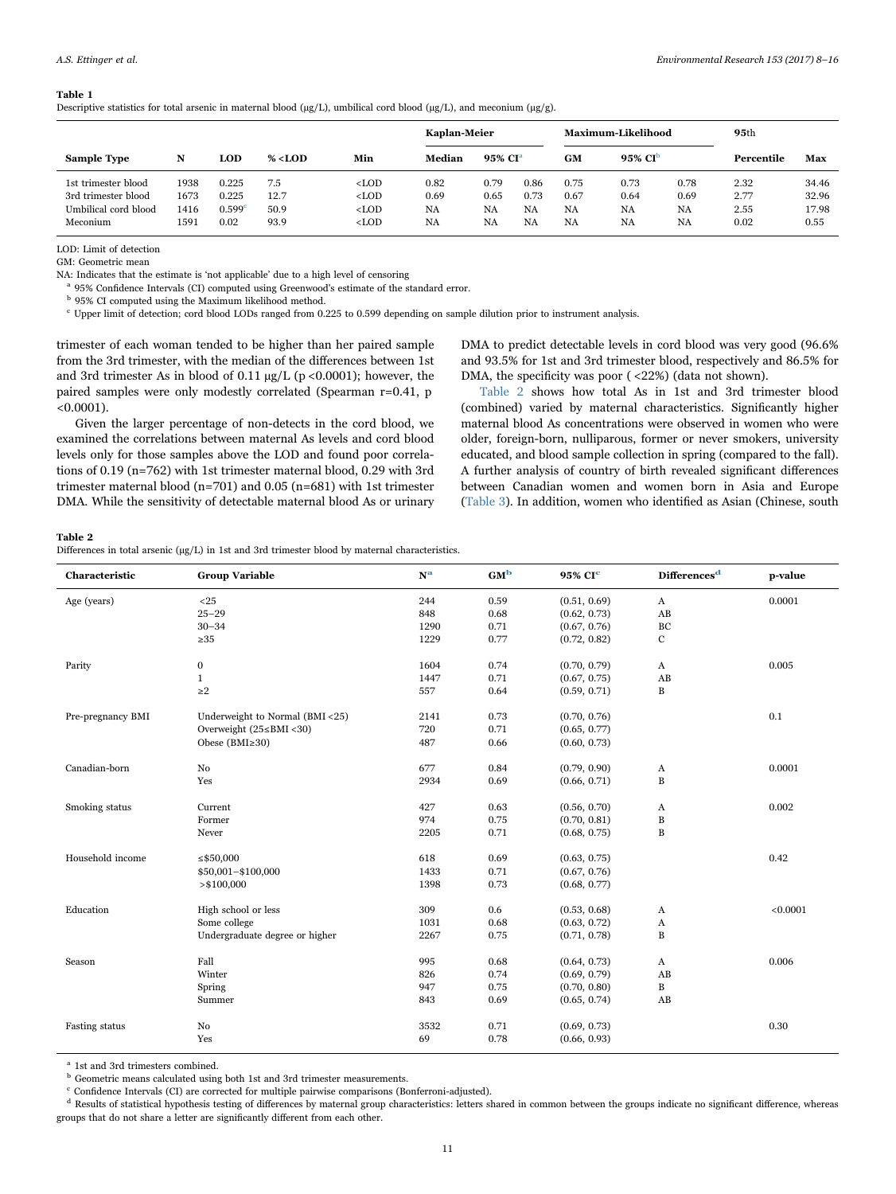**Table 1**
Descriptive statistics for total arsenic in maternal blood (μg/L), umbilical cord blood (μg/L), and meconium (μg/g).

| Sample Type | N | LOD | % <LOD | Min | Kaplan-Meier | | | Maximum-Likelihood | | | 95th | Max |
|---|---|---|---|---|---|---|---|---|---|---|---|---|
| | | | | | Median | 95% CI[a] | | GM | 95% CI[b] | | Percentile | |
| 1st trimester blood | 1938 | 0.225 | 7.5 | <LOD | 0.82 | 0.79 | 0.86 | 0.75 | 0.73 | 0.78 | 2.32 | 34.46 |
| 3rd trimester blood | 1673 | 0.225 | 12.7 | <LOD | 0.69 | 0.65 | 0.73 | 0.67 | 0.64 | 0.69 | 2.77 | 32.96 |
| Umbilical cord blood | 1416 | 0.599[c] | 50.9 | <LOD | NA | NA | NA | NA | NA | NA | 2.55 | 17.98 |
| Meconium | 1591 | 0.02 | 93.9 | <LOD | NA | NA | NA | NA | NA | NA | 0.02 | 0.55 |

LOD: Limit of detection
GM: Geometric mean
NA: Indicates that the estimate is 'not applicable' due to a high level of censoring
[a] 95% Confidence Intervals (CI) computed using Greenwood's estimate of the standard error.
[b] 95% CI computed using the Maximum likelihood method.
[c] Upper limit of detection; cord blood LODs ranged from 0.225 to 0.599 depending on sample dilution prior to instrument analysis.

trimester of each woman tended to be higher than her paired sample from the 3rd trimester, with the median of the differences between 1st and 3rd trimester As in blood of 0.11 μg/L ($p < 0.0001$); however, the paired samples were only modestly correlated (Spearman r=0.41, $p < 0.0001$).

Given the larger percentage of non-detects in the cord blood, we examined the correlations between maternal As levels and cord blood levels only for those samples above the LOD and found poor correlations of 0.19 (n=762) with 1st trimester maternal blood, 0.29 with 3rd trimester maternal blood (n=701) and 0.05 (n=681) with 1st trimester DMA. While the sensitivity of detectable maternal blood As or urinary DMA to predict detectable levels in cord blood was very good (96.6% and 93.5% for 1st and 3rd trimester blood, respectively and 86.5% for DMA, the specificity was poor ( <22%) (data not shown).

Table 2 shows how total As in 1st and 3rd trimester blood (combined) varied by maternal characteristics. Significantly higher maternal blood As concentrations were observed in women who were older, foreign-born, nulliparous, former or never smokers, university educated, and blood sample collection in spring (compared to the fall). A further analysis of country of birth revealed significant differences between Canadian women and women born in Asia and Europe (Table 3). In addition, women who identified as Asian (Chinese, south

**Table 2**
Differences in total arsenic (μg/L) in 1st and 3rd trimester blood by maternal characteristics.

| Characteristic | Group Variable | N[a] | GM[b] | 95% CI[c] | Differences[d] | p-value |
|---|---|---|---|---|---|---|
| Age (years) | <25 | 244 | 0.59 | (0.51, 0.69) | A | 0.0001 |
| | 25–29 | 848 | 0.68 | (0.62, 0.73) | AB | |
| | 30–34 | 1290 | 0.71 | (0.67, 0.76) | BC | |
| | ≥35 | 1229 | 0.77 | (0.72, 0.82) | C | |
| Parity | 0 | 1604 | 0.74 | (0.70, 0.79) | A | 0.005 |
| | 1 | 1447 | 0.71 | (0.67, 0.75) | AB | |
| | ≥2 | 557 | 0.64 | (0.59, 0.71) | B | |
| Pre-pregnancy BMI | Underweight to Normal (BMI <25) | 2141 | 0.73 | (0.70, 0.76) | | 0.1 |
| | Overweight (25≤BMI <30) | 720 | 0.71 | (0.65, 0.77) | | |
| | Obese (BMI≥30) | 487 | 0.66 | (0.60, 0.73) | | |
| Canadian-born | No | 677 | 0.84 | (0.79, 0.90) | A | 0.0001 |
| | Yes | 2934 | 0.69 | (0.66, 0.71) | B | |
| Smoking status | Current | 427 | 0.63 | (0.56, 0.70) | A | 0.002 |
| | Former | 974 | 0.75 | (0.70, 0.81) | B | |
| | Never | 2205 | 0.71 | (0.68, 0.75) | B | |
| Household income | ≤$50,000 | 618 | 0.69 | (0.63, 0.75) | | 0.42 |
| | $50,001–$100,000 | 1433 | 0.71 | (0.67, 0.76) | | |
| | >$100,000 | 1398 | 0.73 | (0.68, 0.77) | | |
| Education | High school or less | 309 | 0.6 | (0.53, 0.68) | A | <0.0001 |
| | Some college | 1031 | 0.68 | (0.63, 0.72) | A | |
| | Undergraduate degree or higher | 2267 | 0.75 | (0.71, 0.78) | B | |
| Season | Fall | 995 | 0.68 | (0.64, 0.73) | A | 0.006 |
| | Winter | 826 | 0.74 | (0.69, 0.79) | AB | |
| | Spring | 947 | 0.75 | (0.70, 0.80) | B | |
| | Summer | 843 | 0.69 | (0.65, 0.74) | AB | |
| Fasting status | No | 3532 | 0.71 | (0.69, 0.73) | | 0.30 |
| | Yes | 69 | 0.78 | (0.66, 0.93) | | |

[a] 1st and 3rd trimesters combined.
[b] Geometric means calculated using both 1st and 3rd trimester measurements.
[c] Confidence Intervals (CI) are corrected for multiple pairwise comparisons (Bonferroni-adjusted).
[d] Results of statistical hypothesis testing of differences by maternal group characteristics: letters shared in common between the groups indicate no significant difference, whereas groups that do not share a letter are significantly different from each other.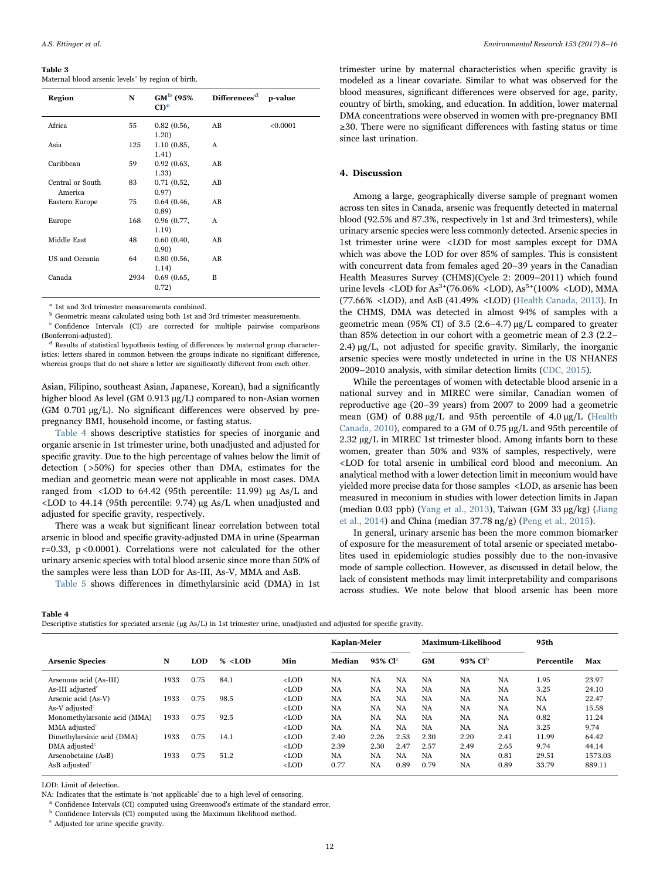**Table 3**
Maternal blood arsenic levels[a] by region of birth.

| Region | N | GM[b] (95% CI)[c] | Differences[d] | p-value |
|---|---|---|---|---|
| Africa | 55 | 0.82 (0.56, 1.20) | AB | <0.0001 |
| Asia | 125 | 1.10 (0.85, 1.41) | A | |
| Caribbean | 59 | 0.92 (0.63, 1.33) | AB | |
| Central or South America | 83 | 0.71 (0.52, 0.97) | AB | |
| Eastern Europe | 75 | 0.64 (0.46, 0.89) | AB | |
| Europe | 168 | 0.96 (0.77, 1.19) | A | |
| Middle East | 48 | 0.60 (0.40, 0.90) | AB | |
| US and Oceania | 64 | 0.80 (0.56, 1.14) | AB | |
| Canada | 2934 | 0.69 (0.65, 0.72) | B | |

[a] 1st and 3rd trimester measurements combined.
[b] Geometric means calculated using both 1st and 3rd trimester measurements.
[c] Confidence Intervals (CI) are corrected for multiple pairwise comparisons (Bonferroni-adjusted).
[d] Results of statistical hypothesis testing of differences by maternal group characteristics: letters shared in common between the groups indicate no significant difference, whereas groups that do not share a letter are significantly different from each other.

Asian, Filipino, southeast Asian, Japanese, Korean), had a significantly higher blood As level (GM 0.913 μg/L) compared to non-Asian women (GM 0.701 μg/L). No significant differences were observed by pre-pregnancy BMI, household income, or fasting status.

Table 4 shows descriptive statistics for species of inorganic and organic arsenic in 1st trimester urine, both unadjusted and adjusted for specific gravity. Due to the high percentage of values below the limit of detection (>50%) for species other than DMA, estimates for the median and geometric mean were not applicable in most cases. DMA ranged from <LOD to 64.42 (95th percentile: 11.99) μg As/L and <LOD to 44.14 (95th percentile: 9.74) μg As/L when unadjusted and adjusted for specific gravity, respectively.

There was a weak but significant linear correlation between total arsenic in blood and specific gravity-adjusted DMA in urine (Spearman r=0.33, $p<0.0001$). Correlations were not calculated for the other urinary arsenic species with total blood arsenic since more than 50% of the samples were less than LOD for As-III, As-V, MMA and AsB.

Table 5 shows differences in dimethylarsinic acid (DMA) in 1st trimester urine by maternal characteristics when specific gravity is modeled as a linear covariate. Similar to what was observed for the blood measures, significant differences were observed for age, parity, country of birth, smoking, and education. In addition, lower maternal DMA concentrations were observed in women with pre-pregnancy BMI ≥30. There were no significant differences with fasting status or time since last urination.

## 4. Discussion

Among a large, geographically diverse sample of pregnant women across ten sites in Canada, arsenic was frequently detected in maternal blood (92.5% and 87.3%, respectively in 1st and 3rd trimesters), while urinary arsenic species were less commonly detected. Arsenic species in 1st trimester urine were <LOD for most samples except for DMA which was above the LOD for over 85% of samples. This is consistent with concurrent data from females aged 20–39 years in the Canadian Health Measures Survey (CHMS)(Cycle 2: 2009–2011) which found urine levels <LOD for $As^{3+}$(76.06% <LOD), $As^{5+}$(100% <LOD), MMA (77.66% <LOD), and AsB (41.49% <LOD) (Health Canada, 2013). In the CHMS, DMA was detected in almost 94% of samples with a geometric mean (95% CI) of 3.5 (2.6–4.7) μg/L compared to greater than 85% detection in our cohort with a geometric mean of 2.3 (2.2–2.4) μg/L, not adjusted for specific gravity. Similarly, the inorganic arsenic species were mostly undetected in urine in the US NHANES 2009–2010 analysis, with similar detection limits (CDC, 2015).

While the percentages of women with detectable blood arsenic in a national survey and in MIREC were similar, Canadian women of reproductive age (20–39 years) from 2007 to 2009 had a geometric mean (GM) of 0.88 μg/L and 95th percentile of 4.0 μg/L (Health Canada, 2010), compared to a GM of 0.75 μg/L and 95th percentile of 2.32 μg/L in MIREC 1st trimester blood. Among infants born to these women, greater than 50% and 93% of samples, respectively, were <LOD for total arsenic in umbilical cord blood and meconium. An analytical method with a lower detection limit in meconium would have yielded more precise data for those samples <LOD, as arsenic has been measured in meconium in studies with lower detection limits in Japan (median 0.03 ppb) (Yang et al., 2013), Taiwan (GM 33 μg/kg) (Jiang et al., 2014) and China (median 37.78 ng/g) (Peng et al., 2015).

In general, urinary arsenic has been the more common biomarker of exposure for the measurement of total arsenic or speciated metabolites used in epidemiologic studies possibly due to the non-invasive mode of sample collection. However, as discussed in detail below, the lack of consistent methods may limit interpretability and comparisons across studies. We note below that blood arsenic has been more

**Table 4**
Descriptive statistics for speciated arsenic (μg As/L) in 1st trimester urine, unadjusted and adjusted for specific gravity.

| Arsenic Species | N | LOD | % <LOD | Min | Kaplan-Meier Median | 95% CI[a] | | Maximum-Likelihood GM | 95% CI[b] | | 95th Percentile | Max |
|---|---|---|---|---|---|---|---|---|---|---|---|---|
| Arsenous acid (As-III) | 1933 | 0.75 | 84.1 | <LOD | NA | NA | NA | NA | NA | NA | 1.95 | 23.97 |
| As-III adjusted[c] | | | | <LOD | NA | NA | NA | NA | NA | NA | 3.25 | 24.10 |
| Arsenic acid (As-V) | 1933 | 0.75 | 98.5 | <LOD | NA | NA | NA | NA | NA | NA | NA | 22.47 |
| As-V adjusted[c] | | | | <LOD | NA | NA | NA | NA | NA | NA | NA | 15.58 |
| Monomethylarsonic acid (MMA) | 1933 | 0.75 | 92.5 | <LOD | NA | NA | NA | NA | NA | NA | 0.82 | 11.24 |
| MMA adjusted[c] | | | | <LOD | NA | NA | NA | NA | NA | NA | 3.25 | 9.74 |
| Dimethylarsinic acid (DMA) | 1933 | 0.75 | 14.1 | <LOD | 2.40 | 2.26 | 2.53 | 2.30 | 2.20 | 2.41 | 11.99 | 64.42 |
| DMA adjusted[c] | | | | <LOD | 2.39 | 2.30 | 2.47 | 2.57 | 2.49 | 2.65 | 9.74 | 44.14 |
| Arsenobetaine (AsB) | 1933 | 0.75 | 51.2 | <LOD | NA | NA | NA | NA | NA | 0.81 | 29.51 | 1573.03 |
| AsB adjusted[c] | | | | <LOD | 0.77 | NA | 0.89 | 0.79 | NA | 0.89 | 33.79 | 889.11 |

LOD: Limit of detection.
NA: Indicates that the estimate is 'not applicable' due to a high level of censoring.
[a] Confidence Intervals (CI) computed using Greenwood's estimate of the standard error.
[b] Confidence Intervals (CI) computed using the Maximum likelihood method.
[c] Adjusted for urine specific gravity.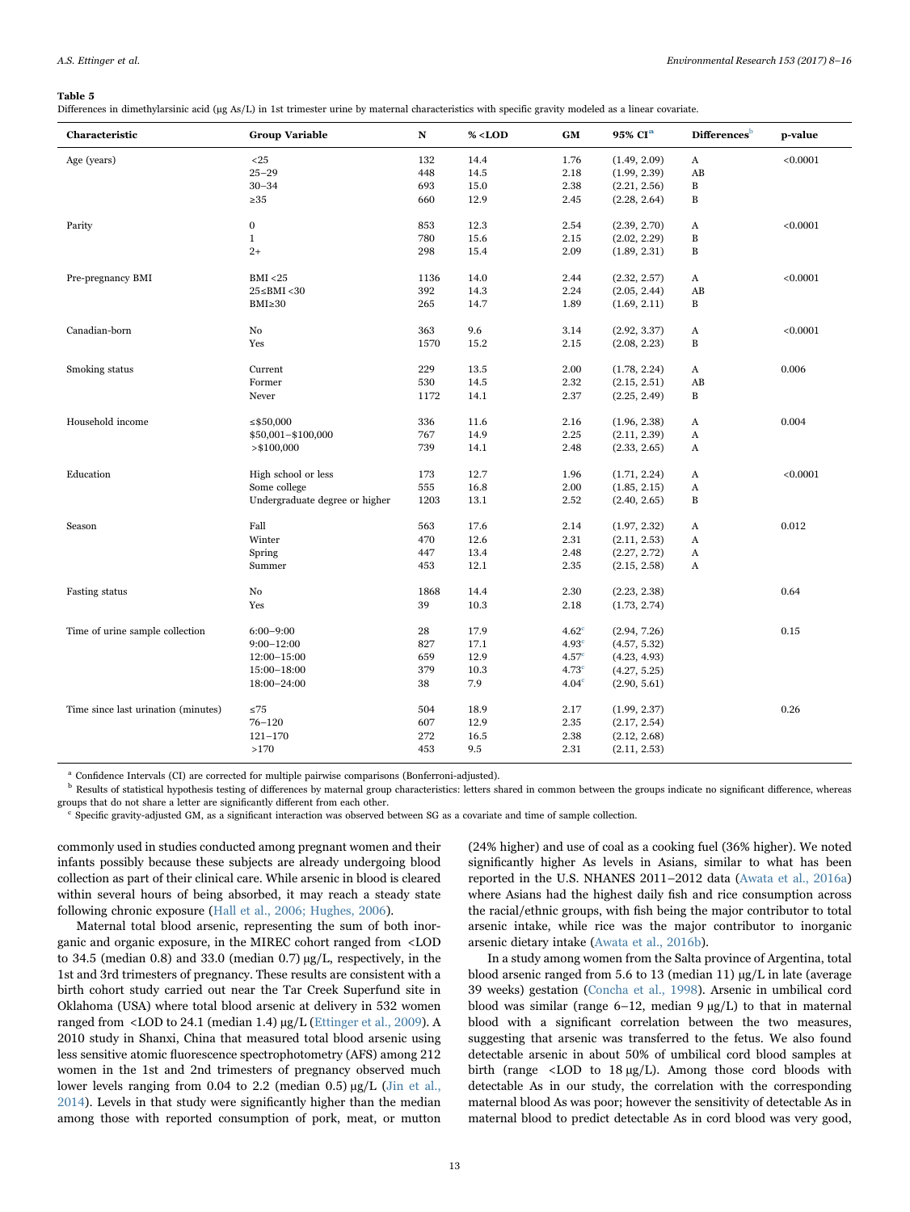**Table 5**
Differences in dimethylarsinic acid (μg As/L) in 1st trimester urine by maternal characteristics with specific gravity modeled as a linear covariate.

| Characteristic | Group Variable | N | % <LOD | GM | 95% CI[a] | Differences[b] | p-value |
|---|---|---|---|---|---|---|---|
| Age (years) | <25 | 132 | 14.4 | 1.76 | (1.49, 2.09) | A | <0.0001 |
| | 25–29 | 448 | 14.5 | 2.18 | (1.99, 2.39) | AB | |
| | 30–34 | 693 | 15.0 | 2.38 | (2.21, 2.56) | B | |
| | ≥35 | 660 | 12.9 | 2.45 | (2.28, 2.64) | B | |
| Parity | 0 | 853 | 12.3 | 2.54 | (2.39, 2.70) | A | <0.0001 |
| | 1 | 780 | 15.6 | 2.15 | (2.02, 2.29) | B | |
| | 2+ | 298 | 15.4 | 2.09 | (1.89, 2.31) | B | |
| Pre-pregnancy BMI | BMI <25 | 1136 | 14.0 | 2.44 | (2.32, 2.57) | A | <0.0001 |
| | 25≤BMI <30 | 392 | 14.3 | 2.24 | (2.05, 2.44) | AB | |
| | BMI≥30 | 265 | 14.7 | 1.89 | (1.69, 2.11) | B | |
| Canadian-born | No | 363 | 9.6 | 3.14 | (2.92, 3.37) | A | <0.0001 |
| | Yes | 1570 | 15.2 | 2.15 | (2.08, 2.23) | B | |
| Smoking status | Current | 229 | 13.5 | 2.00 | (1.78, 2.24) | A | 0.006 |
| | Former | 530 | 14.5 | 2.32 | (2.15, 2.51) | AB | |
| | Never | 1172 | 14.1 | 2.37 | (2.25, 2.49) | B | |
| Household income | ≤$50,000 | 336 | 11.6 | 2.16 | (1.96, 2.38) | A | 0.004 |
| | $50,001–$100,000 | 767 | 14.9 | 2.25 | (2.11, 2.39) | A | |
| | >$100,000 | 739 | 14.1 | 2.48 | (2.33, 2.65) | A | |
| Education | High school or less | 173 | 12.7 | 1.96 | (1.71, 2.24) | A | <0.0001 |
| | Some college | 555 | 16.8 | 2.00 | (1.85, 2.15) | A | |
| | Undergraduate degree or higher | 1203 | 13.1 | 2.52 | (2.40, 2.65) | B | |
| Season | Fall | 563 | 17.6 | 2.14 | (1.97, 2.32) | A | 0.012 |
| | Winter | 470 | 12.6 | 2.31 | (2.11, 2.53) | A | |
| | Spring | 447 | 13.4 | 2.48 | (2.27, 2.72) | A | |
| | Summer | 453 | 12.1 | 2.35 | (2.15, 2.58) | A | |
| Fasting status | No | 1868 | 14.4 | 2.30 | (2.23, 2.38) | | 0.64 |
| | Yes | 39 | 10.3 | 2.18 | (1.73, 2.74) | | |
| Time of urine sample collection | 6:00–9:00 | 28 | 17.9 | 4.62[c] | (2.94, 7.26) | | 0.15 |
| | 9:00–12:00 | 827 | 17.1 | 4.93[c] | (4.57, 5.32) | | |
| | 12:00–15:00 | 659 | 12.9 | 4.57[c] | (4.23, 4.93) | | |
| | 15:00–18:00 | 379 | 10.3 | 4.73[c] | (4.27, 5.25) | | |
| | 18:00–24:00 | 38 | 7.9 | 4.04[c] | (2.90, 5.61) | | |
| Time since last urination (minutes) | ≤75 | 504 | 18.9 | 2.17 | (1.99, 2.37) | | 0.26 |
| | 76–120 | 607 | 12.9 | 2.35 | (2.17, 2.54) | | |
| | 121–170 | 272 | 16.5 | 2.38 | (2.12, 2.68) | | |
| | >170 | 453 | 9.5 | 2.31 | (2.11, 2.53) | | |

[a] Confidence Intervals (CI) are corrected for multiple pairwise comparisons (Bonferroni-adjusted).
[b] Results of statistical hypothesis testing of differences by maternal group characteristics: letters shared in common between the groups indicate no significant difference, whereas groups that do not share a letter are significantly different from each other.
[c] Specific gravity-adjusted GM, as a significant interaction was observed between SG as a covariate and time of sample collection.

commonly used in studies conducted among pregnant women and their infants possibly because these subjects are already undergoing blood collection as part of their clinical care. While arsenic in blood is cleared within several hours of being absorbed, it may reach a steady state following chronic exposure (Hall et al., 2006; Hughes, 2006).

Maternal total blood arsenic, representing the sum of both inorganic and organic exposure, in the MIREC cohort ranged from <LOD to 34.5 (median 0.8) and 33.0 (median 0.7) μg/L, respectively, in the 1st and 3rd trimesters of pregnancy. These results are consistent with a birth cohort study carried out near the Tar Creek Superfund site in Oklahoma (USA) where total blood arsenic at delivery in 532 women ranged from <LOD to 24.1 (median 1.4) μg/L (Ettinger et al., 2009). A 2010 study in Shanxi, China that measured total blood arsenic using less sensitive atomic fluorescence spectrophotometry (AFS) among 212 women in the 1st and 2nd trimesters of pregnancy observed much lower levels ranging from 0.04 to 2.2 (median 0.5) μg/L (Jin et al., 2014). Levels in that study were significantly higher than the median among those with reported consumption of pork, meat, or mutton (24% higher) and use of coal as a cooking fuel (36% higher). We noted significantly higher As levels in Asians, similar to what has been reported in the U.S. NHANES 2011–2012 data (Awata et al., 2016a) where Asians had the highest daily fish and rice consumption across the racial/ethnic groups, with fish being the major contributor to total arsenic intake, while rice was the major contributor to inorganic arsenic dietary intake (Awata et al., 2016b).

In a study among women from the Salta province of Argentina, total blood arsenic ranged from 5.6 to 13 (median 11) μg/L in late (average 39 weeks) gestation (Concha et al., 1998). Arsenic in umbilical cord blood was similar (range 6–12, median 9 μg/L) to that in maternal blood with a significant correlation between the two measures, suggesting that arsenic was transferred to the fetus. We also found detectable arsenic in about 50% of umbilical cord blood samples at birth (range <LOD to 18 μg/L). Among those cord bloods with detectable As in our study, the correlation with the corresponding maternal blood As was poor; however the sensitivity of detectable As in maternal blood to predict detectable As in cord blood was very good,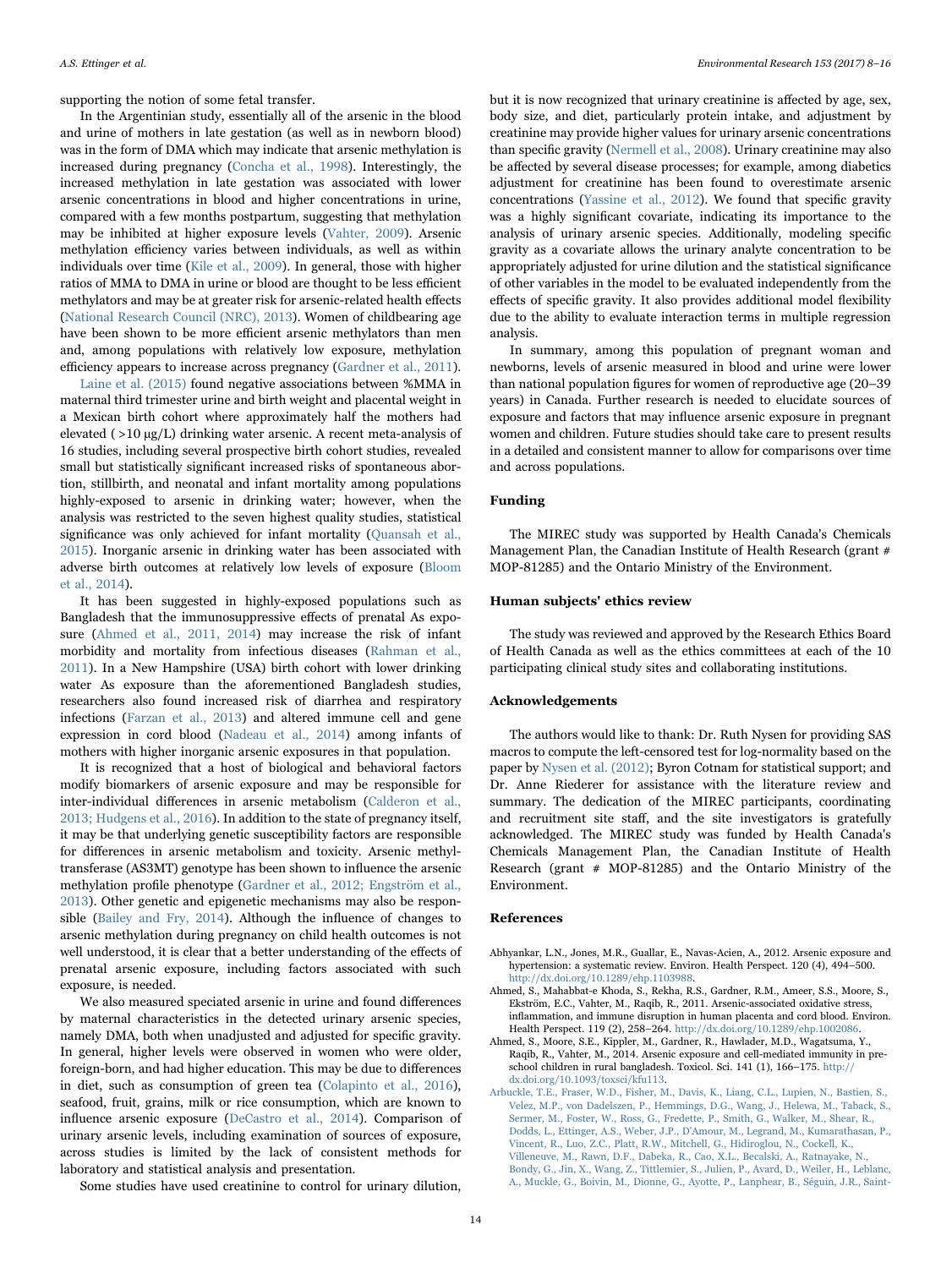supporting the notion of some fetal transfer.

In the Argentinian study, essentially all of the arsenic in the blood and urine of mothers in late gestation (as well as in newborn blood) was in the form of DMA which may indicate that arsenic methylation is increased during pregnancy (Concha et al., 1998). Interestingly, the increased methylation in late gestation was associated with lower arsenic concentrations in blood and higher concentrations in urine, compared with a few months postpartum, suggesting that methylation may be inhibited at higher exposure levels (Vahter, 2009). Arsenic methylation efficiency varies between individuals, as well as within individuals over time (Kile et al., 2009). In general, those with higher ratios of MMA to DMA in urine or blood are thought to be less efficient methylators and may be at greater risk for arsenic-related health effects (National Research Council (NRC), 2013). Women of childbearing age have been shown to be more efficient arsenic methylators than men and, among populations with relatively low exposure, methylation efficiency appears to increase across pregnancy (Gardner et al., 2011).

Laine et al. (2015) found negative associations between %MMA in maternal third trimester urine and birth weight and placental weight in a Mexican birth cohort where approximately half the mothers had elevated (>10 μg/L) drinking water arsenic. A recent meta-analysis of 16 studies, including several prospective birth cohort studies, revealed small but statistically significant increased risks of spontaneous abortion, stillbirth, and neonatal and infant mortality among populations highly-exposed to arsenic in drinking water; however, when the analysis was restricted to the seven highest quality studies, statistical significance was only achieved for infant mortality (Quansah et al., 2015). Inorganic arsenic in drinking water has been associated with adverse birth outcomes at relatively low levels of exposure (Bloom et al., 2014).

It has been suggested in highly-exposed populations such as Bangladesh that the immunosuppressive effects of prenatal As exposure (Ahmed et al., 2011, 2014) may increase the risk of infant morbidity and mortality from infectious diseases (Rahman et al., 2011). In a New Hampshire (USA) birth cohort with lower drinking water As exposure than the aforementioned Bangladesh studies, researchers also found increased risk of diarrhea and respiratory infections (Farzan et al., 2013) and altered immune cell and gene expression in cord blood (Nadeau et al., 2014) among infants of mothers with higher inorganic arsenic exposures in that population.

It is recognized that a host of biological and behavioral factors modify biomarkers of arsenic exposure and may be responsible for inter-individual differences in arsenic metabolism (Calderon et al., 2013; Hudgens et al., 2016). In addition to the state of pregnancy itself, it may be that underlying genetic susceptibility factors are responsible for differences in arsenic metabolism and toxicity. Arsenic methyltransferase (AS3MT) genotype has been shown to influence the arsenic methylation profile phenotype (Gardner et al., 2012; Engström et al., 2013). Other genetic and epigenetic mechanisms may also be responsible (Bailey and Fry, 2014). Although the influence of changes to arsenic methylation during pregnancy on child health outcomes is not well understood, it is clear that a better understanding of the effects of prenatal arsenic exposure, including factors associated with such exposure, is needed.

We also measured speciated arsenic in urine and found differences by maternal characteristics in the detected urinary arsenic species, namely DMA, both when unadjusted and adjusted for specific gravity. In general, higher levels were observed in women who were older, foreign-born, and had higher education. This may be due to differences in diet, such as consumption of green tea (Colapinto et al., 2016), seafood, fruit, grains, milk or rice consumption, which are known to influence arsenic exposure (DeCastro et al., 2014). Comparison of urinary arsenic levels, including examination of sources of exposure, across studies is limited by the lack of consistent methods for laboratory and statistical analysis and presentation.

Some studies have used creatinine to control for urinary dilution, but it is now recognized that urinary creatinine is affected by age, sex, body size, and diet, particularly protein intake, and adjustment by creatinine may provide higher values for urinary arsenic concentrations than specific gravity (Nermell et al., 2008). Urinary creatinine may also be affected by several disease processes; for example, among diabetics adjustment for creatinine has been found to overestimate arsenic concentrations (Yassine et al., 2012). We found that specific gravity was a highly significant covariate, indicating its importance to the analysis of urinary arsenic species. Additionally, modeling specific gravity as a covariate allows the urinary analyte concentration to be appropriately adjusted for urine dilution and the statistical significance of other variables in the model to be evaluated independently from the effects of specific gravity. It also provides additional model flexibility due to the ability to evaluate interaction terms in multiple regression analysis.

In summary, among this population of pregnant woman and newborns, levels of arsenic measured in blood and urine were lower than national population figures for women of reproductive age (20–39 years) in Canada. Further research is needed to elucidate sources of exposure and factors that may influence arsenic exposure in pregnant women and children. Future studies should take care to present results in a detailed and consistent manner to allow for comparisons over time and across populations.

## Funding

The MIREC study was supported by Health Canada's Chemicals Management Plan, the Canadian Institute of Health Research (grant # MOP-81285) and the Ontario Ministry of the Environment.

## Human subjects' ethics review

The study was reviewed and approved by the Research Ethics Board of Health Canada as well as the ethics committees at each of the 10 participating clinical study sites and collaborating institutions.

## Acknowledgements

The authors would like to thank: Dr. Ruth Nysen for providing SAS macros to compute the left-censored test for log-normality based on the paper by Nysen et al. (2012); Byron Cotnam for statistical support; and Dr. Anne Riederer for assistance with the literature review and summary. The dedication of the MIREC participants, coordinating and recruitment site staff, and the site investigators is gratefully acknowledged. The MIREC study was funded by Health Canada's Chemicals Management Plan, the Canadian Institute of Health Research (grant # MOP-81285) and the Ontario Ministry of the Environment.

## References

Abhyankar, L.N., Jones, M.R., Guallar, E., Navas-Acien, A., 2012. Arsenic exposure and hypertension: a systematic review. Environ. Health Perspect. 120 (4), 494–500. http://dx.doi.org/10.1289/ehp.1103988.

Ahmed, S., Mahabbat-e Khoda, S., Rekha, R.S., Gardner, R.M., Ameer, S.S., Moore, S., Ekström, E.C., Vahter, M., Raqib, R., 2011. Arsenic-associated oxidative stress, inflammation, and immune disruption in human placenta and cord blood. Environ. Health Perspect. 119 (2), 258–264. http://dx.doi.org/10.1289/ehp.1002086.

Ahmed, S., Moore, S.E., Kippler, M., Gardner, R., Hawlader, M.D., Wagatsuma, Y., Raqib, R., Vahter, M., 2014. Arsenic exposure and cell-mediated immunity in pre-school children in rural bangladesh. Toxicol. Sci. 141 (1), 166–175. http://dx.doi.org/10.1093/toxsci/kfu113.

Arbuckle, T.E., Fraser, W.D., Fisher, M., Davis, K., Liang, C.L., Lupien, N., Bastien, S., Velez, M.P., von Dadelszen, P., Hemmings, D.G., Wang, J., Helewa, M., Taback, S., Sermer, M., Foster, W., Ross, G., Fredette, P., Smith, G., Walker, M., Shear, R., Dodds, L., Ettinger, A.S., Weber, J.P., D'Amour, M., Legrand, M., Kumarathasan, P., Vincent, R., Luo, Z.C., Platt, R.W., Mitchell, G., Hidiroglou, N., Cockell, K., Villeneuve, M., Rawn, D.F., Dabeka, R., Cao, X.L., Becalski, A., Ratnayake, N., Bondy, G., Jin, X., Wang, Z., Tittlemier, S., Julien, P., Avard, D., Weiler, H., Leblanc, A., Muckle, G., Boivin, M., Dionne, G., Ayotte, P., Lanphear, B., Séguin, J.R., Saint-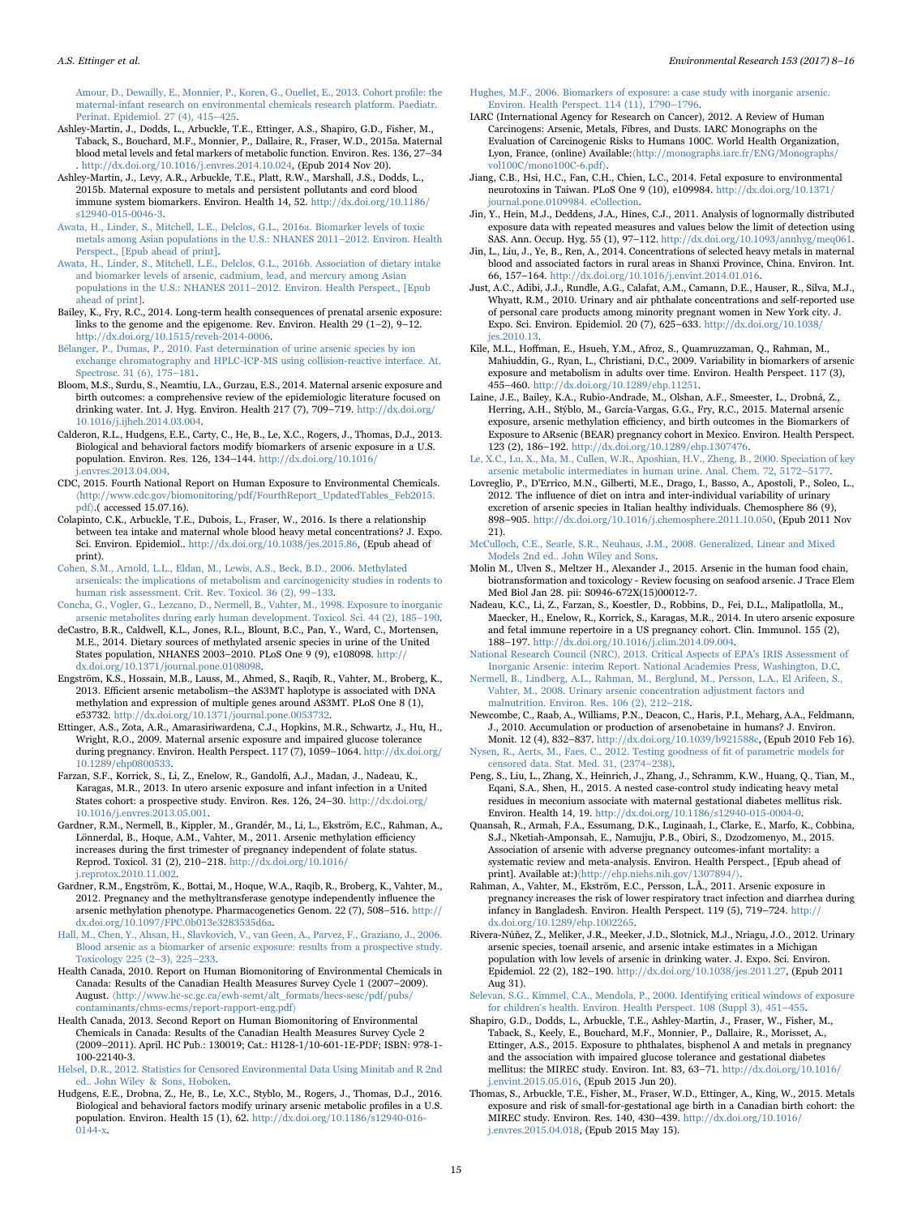Amour, D., Dewailly, E., Monnier, P., Koren, G., Ouellet, E., 2013. Cohort profile: the maternal-infant research on environmental chemicals research platform. Paediatr. Perinat. Epidemiol. 27 (4), 415–425.

Ashley-Martin, J., Dodds, L., Arbuckle, T.E., Ettinger, A.S., Shapiro, G.D., Fisher, M., Taback, S., Bouchard, M.F., Monnier, P., Dallaire, R., Fraser, W.D., 2015a. Maternal blood metal levels and fetal markers of metabolic function. Environ. Res. 136, 27–34. http://dx.doi.org/10.1016/j.envres.2014.10.024, (Epub 2014 Nov 20).

Ashley-Martin, J., Levy, A.R., Arbuckle, T.E., Platt, R.W., Marshall, J.S., Dodds, L., 2015b. Maternal exposure to metals and persistent pollutants and cord blood immune system biomarkers. Environ. Health 14, 52. http://dx.doi.org/10.1186/s12940-015-0046-3.

Awata, H., Linder, S., Mitchell, L.E., Delclos, G.L., 2016a. Biomarker levels of toxic metals among Asian populations in the U.S.: NHANES 2011–2012. Environ. Health Perspect., [Epub ahead of print].

Awata, H., Linder, S., Mitchell, L.E., Delclos, G.L., 2016b. Association of dietary intake and biomarker levels of arsenic, cadmium, lead, and mercury among Asian populations in the U.S.: NHANES 2011–2012. Environ. Health Perspect., [Epub ahead of print].

Bailey, K., Fry, R.C., 2014. Long-term health consequences of prenatal arsenic exposure: links to the genome and the epigenome. Rev. Environ. Health 29 (1–2), 9–12. http://dx.doi.org/10.1515/reveh-2014-0006.

Bélanger, P., Dumas, P., 2010. Fast determination of urine arsenic species by ion exchange chromatography and HPLC-ICP-MS using collision-reactive interface. At. Spectrosc. 31 (6), 175–181.

Bloom, M.S., Surdu, S., Neamtiu, I.A., Gurzau, E.S., 2014. Maternal arsenic exposure and birth outcomes: a comprehensive review of the epidemiologic literature focused on drinking water. Int. J. Hyg. Environ. Health 217 (7), 709–719. http://dx.doi.org/10.1016/j.ijheh.2014.03.004.

Calderon, R.L., Hudgens, E.E., Carty, C., He, B., Le, X.C., Rogers, J., Thomas, D.J., 2013. Biological and behavioral factors modify biomarkers of arsenic exposure in a U.S. population. Environ. Res. 126, 134–144. http://dx.doi.org/10.1016/j.envres.2013.04.004.

CDC, 2015. Fourth National Report on Human Exposure to Environmental Chemicals. ⟨http://www.cdc.gov/biomonitoring/pdf/FourthReport_UpdatedTables_Feb2015.pdf⟩.( accessed 15.07.16).

Colapinto, C.K., Arbuckle, T.E., Dubois, L., Fraser, W., 2016. Is there a relationship between tea intake and maternal whole blood heavy metal concentrations? J. Expo. Sci. Environ. Epidemiol.. http://dx.doi.org/10.1038/jes.2015.86, (Epub ahead of print).

Cohen, S.M., Arnold, L.L., Eldan, M., Lewis, A.S., Beck, B.D., 2006. Methylated arsenicals: the implications of metabolism and carcinogenicity studies in rodents to human risk assessment. Crit. Rev. Toxicol. 36 (2), 99–133.

Concha, G., Vogler, G., Lezcano, D., Nermell, B., Vahter, M., 1998. Exposure to inorganic arsenic metabolites during early human development. Toxicol. Sci. 44 (2), 185–190.

deCastro, B.R., Caldwell, K.L., Jones, R.L., Blount, B.C., Pan, Y., Ward, C., Mortensen, M.E., 2014. Dietary sources of methylated arsenic species in urine of the United States population, NHANES 2003–2010. PLoS One 9 (9), e108098. http://dx.doi.org/10.1371/journal.pone.0108098.

Engström, K.S., Hossain, M.B., Lauss, M., Ahmed, S., Raqib, R., Vahter, M., Broberg, K., 2013. Efficient arsenic metabolism−the AS3MT haplotype is associated with DNA methylation and expression of multiple genes around AS3MT. PLoS One 8 (1), e53732. http://dx.doi.org/10.1371/journal.pone.0053732.

Ettinger, A.S., Zota, A.R., Amarasiriwardena, C.J., Hopkins, M.R., Schwartz, J., Hu, H., Wright, R.O., 2009. Maternal arsenic exposure and impaired glucose tolerance during pregnancy. Environ. Health Perspect. 117 (7), 1059–1064. http://dx.doi.org/10.1289/ehp0800533.

Farzan, S.F., Korrick, S., Li, Z., Enelow, R., Gandolfi, A.J., Madan, J., Nadeau, K., Karagas, M.R., 2013. In utero arsenic exposure and infant infection in a United States cohort: a prospective study. Environ. Res. 126, 24–30. http://dx.doi.org/10.1016/j.envres.2013.05.001.

Gardner, R.M., Nermell, B., Kippler, M., Grandér, M., Li, L., Ekström, E.C., Rahman, A., Lönnerdal, B., Hoque, A.M., Vahter, M., 2011. Arsenic methylation efficiency increases during the first trimester of pregnancy independent of folate status. Reprod. Toxicol. 31 (2), 210–218. http://dx.doi.org/10.1016/j.reprotox.2010.11.002.

Gardner, R.M., Engström, K., Bottai, M., Hoque, W.A., Raqib, R., Broberg, K., Vahter, M., 2012. Pregnancy and the methyltransferase genotype independently influence the arsenic methylation phenotype. Pharmacogenetics Genom. 22 (7), 508–516. http://dx.doi.org/10.1097/FPC.0b013e3283535d6a.

Hall, M., Chen, Y., Ahsan, H., Slavkovich, V., van Geen, A., Parvez, F., Graziano, J., 2006. Blood arsenic as a biomarker of arsenic exposure: results from a prospective study. Toxicology 225 (2–3), 225–233.

Health Canada, 2010. Report on Human Biomonitoring of Environmental Chemicals in Canada: Results of the Canadian Health Measures Survey Cycle 1 (2007–2009). August. ⟨http://www.hc-sc.gc.ca/ewh-semt/alt_formats/hecs-sesc/pdf/pubs/contaminants/chms-ecms/report-rapport-eng.pdf⟩

Health Canada, 2013. Second Report on Human Biomonitoring of Environmental Chemicals in Canada: Results of the Canadian Health Measures Survey Cycle 2 (2009–2011). April. HC Pub.: 130019; Cat.: H128-1/10-601-1E-PDF; ISBN: 978-1-100-22140-3.

Helsel, D.R., 2012. Statistics for Censored Environmental Data Using Minitab and R 2nd ed.. John Wiley & Sons, Hoboken.

Hudgens, E.E., Drobna, Z., He, B., Le, X.C., Styblo, M., Rogers, J., Thomas, D.J., 2016. Biological and behavioral factors modify urinary arsenic metabolic profiles in a U.S. population. Environ. Health 15 (1), 62. http://dx.doi.org/10.1186/s12940-016-0144-x.

Hughes, M.F., 2006. Biomarkers of exposure: a case study with inorganic arsenic. Environ. Health Perspect. 114 (11), 1790–1796.

IARC (International Agency for Research on Cancer), 2012. A Review of Human Carcinogens: Arsenic, Metals, Fibres, and Dusts. IARC Monographs on the Evaluation of Carcinogenic Risks to Humans 100C. World Health Organization, Lyon, France, (online) Available:⟨http://monographs.iarc.fr/ENG/Monographs/vol100C/mono100C-6.pdf⟩.

Jiang, C.B., Hsi, H.C., Fan, C.H., Chien, L.C., 2014. Fetal exposure to environmental neurotoxins in Taiwan. PLoS One 9 (10), e109984. http://dx.doi.org/10.1371/journal.pone.0109984. eCollection.

Jin, Y., Hein, M.J., Deddens, J.A., Hines, C.J., 2011. Analysis of lognormally distributed exposure data with repeated measures and values below the limit of detection using SAS. Ann. Occup. Hyg. 55 (1), 97–112. http://dx.doi.org/10.1093/annhyg/meq061.

Jin, L., Liu, J., Ye, B., Ren, A., 2014. Concentrations of selected heavy metals in maternal blood and associated factors in rural areas in Shanxi Province, China. Environ. Int. 66, 157–164. http://dx.doi.org/10.1016/j.envint.2014.01.016.

Just, A.C., Adibi, J.J., Rundle, A.G., Calafat, A.M., Camann, D.E., Hauser, R., Silva, M.J., Whyatt, R.M., 2010. Urinary and air phthalate concentrations and self-reported use of personal care products among minority pregnant women in New York city. J. Expo. Sci. Environ. Epidemiol. 20 (7), 625–633. http://dx.doi.org/10.1038/jes.2010.13.

Kile, M.L., Hoffman, E., Hsueh, Y.M., Afroz, S., Quamruzzaman, Q., Rahman, M., Mahiuddin, G., Ryan, L., Christiani, D.C., 2009. Variability in biomarkers of arsenic exposure and metabolism in adults over time. Environ. Health Perspect. 117 (3), 455–460. http://dx.doi.org/10.1289/ehp.11251.

Laine, J.E., Bailey, K.A., Rubio-Andrade, M., Olshan, A.F., Smeester, L., Drobná, Z., Herring, A.H., Stýblo, M., García-Vargas, G.G., Fry, R.C., 2015. Maternal arsenic exposure, arsenic methylation efficiency, and birth outcomes in the Biomarkers of Exposure to ARsenic (BEAR) pregnancy cohort in Mexico. Environ. Health Perspect. 123 (2), 186–192. http://dx.doi.org/10.1289/ehp.1307476.

Le, X.C., Lu, X., Ma, M., Cullen, W.R., Aposhian, H.V., Zheng, B., 2000. Speciation of key arsenic metabolic intermediates in human urine. Anal. Chem. 72, 5172–5177.

Lovreglio, P., D'Errico, M.N., Gilberti, M.E., Drago, I., Basso, A., Apostoli, P., Soleo, L., 2012. The influence of diet on intra and inter-individual variability of urinary excretion of arsenic species in Italian healthy individuals. Chemosphere 86 (9), 898–905. http://dx.doi.org/10.1016/j.chemosphere.2011.10.050, (Epub 2011 Nov 21).

McCulloch, C.E., Searle, S.R., Neuhaus, J.M., 2008. Generalized, Linear and Mixed Models 2nd ed.. John Wiley and Sons.

Molin M., Ulven S., Meltzer H., Alexander J., 2015. Arsenic in the human food chain, biotransformation and toxicology - Review focusing on seafood arsenic. J Trace Elem Med Biol Jan 28. pii: S0946-672X(15)00012-7.

Nadeau, K.C., Li, Z., Farzan, S., Koestler, D., Robbins, D., Fei, D.L., Malipatlolla, M., Maecker, H., Enelow, R., Korrick, S., Karagas, M.R., 2014. In utero arsenic exposure and fetal immune repertoire in a US pregnancy cohort. Clin. Immunol. 155 (2), 188–197. http://dx.doi.org/10.1016/j.clim.2014.09.004.

National Research Council (NRC), 2013. Critical Aspects of EPA's IRIS Assessment of Inorganic Arsenic: interim Report. National Academies Press, Washington, D.C.

Nermell, B., Lindberg, A.L., Rahman, M., Berglund, M., Persson, L.A., El Arifeen, S., Vahter, M., 2008. Urinary arsenic concentration adjustment factors and malnutrition. Environ. Res. 106 (2), 212–218.

Newcombe, C., Raab, A., Williams, P.N., Deacon, C., Haris, P.I., Meharg, A.A., Feldmann, J., 2010. Accumulation or production of arsenobetaine in humans? J. Environ. Monit. 12 (4), 832–837. http://dx.doi.org/10.1039/b921588c, (Epub 2010 Feb 16).

Nysen, R., Aerts, M., Faes, C., 2012. Testing goodness of fit of parametric models for censored data. Stat. Med. 31, (2374–238).

Peng, S., Liu, L., Zhang, X., Heinrich, J., Zhang, J., Schramm, K.W., Huang, Q., Tian, M., Eqani, S.A., Shen, H., 2015. A nested case-control study indicating heavy metal residues in meconium associate with maternal gestational diabetes mellitus risk. Environ. Health 14, 19. http://dx.doi.org/10.1186/s12940-015-0004-0.

Quansah, R., Armah, F.A., Essumang, D.K., Luginaah, I., Clarke, E., Marfo, K., Cobbina, S.J., Nketiah-Amponsah, E., Namujju, P.B., Obiri, S., Dzodzomenyo, M., 2015. Association of arsenic with adverse pregnancy outcomes-infant mortality: a systematic review and meta-analysis. Environ. Health Perspect., [Epub ahead of print]. Available at:)⟨http://ehp.niehs.nih.gov/1307894/⟩.

Rahman, A., Vahter, M., Ekström, E.C., Persson, L.Å., 2011. Arsenic exposure in pregnancy increases the risk of lower respiratory tract infection and diarrhea during infancy in Bangladesh. Environ. Health Perspect. 119 (5), 719–724. http://dx.doi.org/10.1289/ehp.1002265.

Rivera-Núñez, Z., Meliker, J.R., Meeker, J.D., Slotnick, M.J., Nriagu, J.O., 2012. Urinary arsenic species, toenail arsenic, and arsenic intake estimates in a Michigan population with low levels of arsenic in drinking water. J. Expo. Sci. Environ. Epidemiol. 22 (2), 182–190. http://dx.doi.org/10.1038/jes.2011.27, (Epub 2011 Aug 31).

Selevan, S.G., Kimmel, C.A., Mendola, P., 2000. Identifying critical windows of exposure for children's health. Environ. Health Perspect. 108 (Suppl 3), 451–455.

Shapiro, G.D., Dodds, L., Arbuckle, T.E., Ashley-Martin, J., Fraser, W., Fisher, M., Taback, S., Keely, E., Bouchard, M.F., Monnier, P., Dallaire, R., Morisset, A., Ettinger, A.S., 2015. Exposure to phthalates, bisphenol A and metals in pregnancy and the association with impaired glucose tolerance and gestational diabetes mellitus: the MIREC study. Environ. Int. 83, 63–71. http://dx.doi.org/10.1016/j.envint.2015.05.016, (Epub 2015 Jun 20).

Thomas, S., Arbuckle, T.E., Fisher, M., Fraser, W.D., Ettinger, A., King, W., 2015. Metals exposure and risk of small-for-gestational age birth in a Canadian birth cohort: the MIREC study. Environ. Res. 140, 430–439. http://dx.doi.org/10.1016/j.envres.2015.04.018, (Epub 2015 May 15).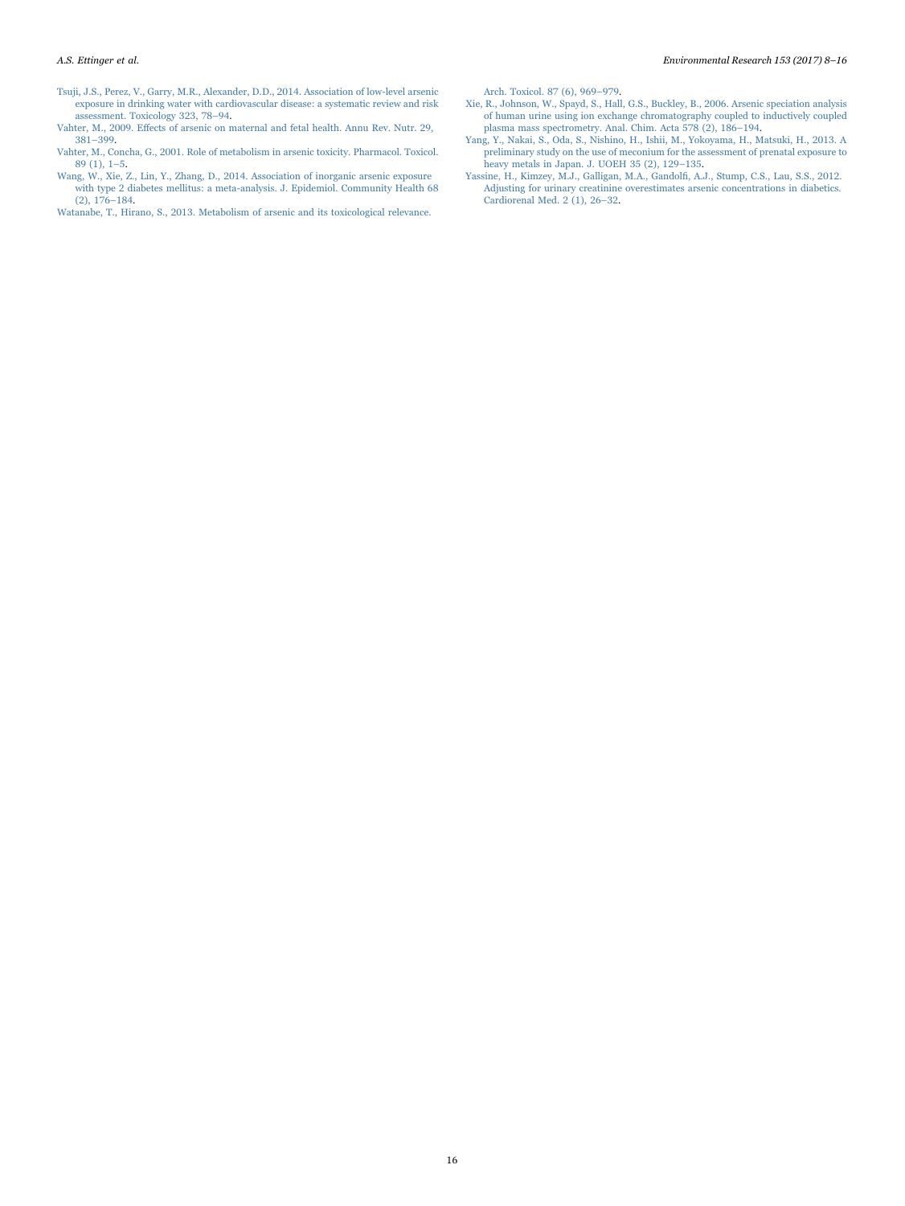Tsuji, J.S., Perez, V., Garry, M.R., Alexander, D.D., 2014. Association of low-level arsenic exposure in drinking water with cardiovascular disease: a systematic review and risk assessment. Toxicology 323, 78–94.

Vahter, M., 2009. Effects of arsenic on maternal and fetal health. Annu Rev. Nutr. 29, 381–399.

Vahter, M., Concha, G., 2001. Role of metabolism in arsenic toxicity. Pharmacol. Toxicol. 89 (1), 1–5.

Wang, W., Xie, Z., Lin, Y., Zhang, D., 2014. Association of inorganic arsenic exposure with type 2 diabetes mellitus: a meta-analysis. J. Epidemiol. Community Health 68 (2), 176–184.

Watanabe, T., Hirano, S., 2013. Metabolism of arsenic and its toxicological relevance. Arch. Toxicol. 87 (6), 969–979.

Xie, R., Johnson, W., Spayd, S., Hall, G.S., Buckley, B., 2006. Arsenic speciation analysis of human urine using ion exchange chromatography coupled to inductively coupled plasma mass spectrometry. Anal. Chim. Acta 578 (2), 186–194.

Yang, Y., Nakai, S., Oda, S., Nishino, H., Ishii, M., Yokoyama, H., Matsuki, H., 2013. A preliminary study on the use of meconium for the assessment of prenatal exposure to heavy metals in Japan. J. UOEH 35 (2), 129–135.

Yassine, H., Kimzey, M.J., Galligan, M.A., Gandolfi, A.J., Stump, C.S., Lau, S.S., 2012. Adjusting for urinary creatinine overestimates arsenic concentrations in diabetics. Cardiorenal Med. 2 (1), 26–32.